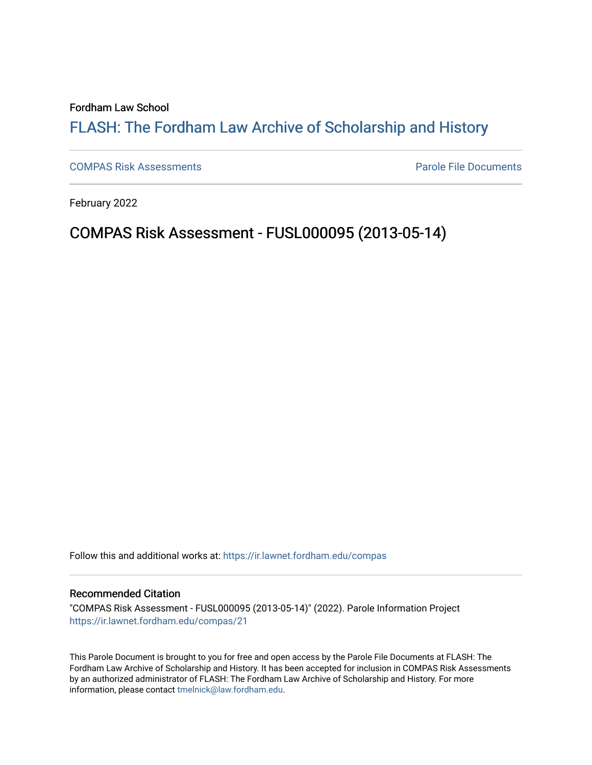Fordham Law School

# FLASH: The Fordham Law Archive of Scholarship and History

COMPAS Risk Assessments | Parole File Documents

February 2022

## COMPAS Risk Assessment - FUSL000095 (2013-05-14)

Follow this and additional works at: https://ir.lawnet.fordham.edu/compas

### Recommended Citation

"COMPAS Risk Assessment - FUSL000095 (2013-05-14)" (2022). Parole Information Project
https://ir.lawnet.fordham.edu/compas/21

This Parole Document is brought to you for free and open access by the Parole File Documents at FLASH: The Fordham Law Archive of Scholarship and History. It has been accepted for inclusion in COMPAS Risk Assessments by an authorized administrator of FLASH: The Fordham Law Archive of Scholarship and History. For more information, please contact tmelnick@law.fordham.edu.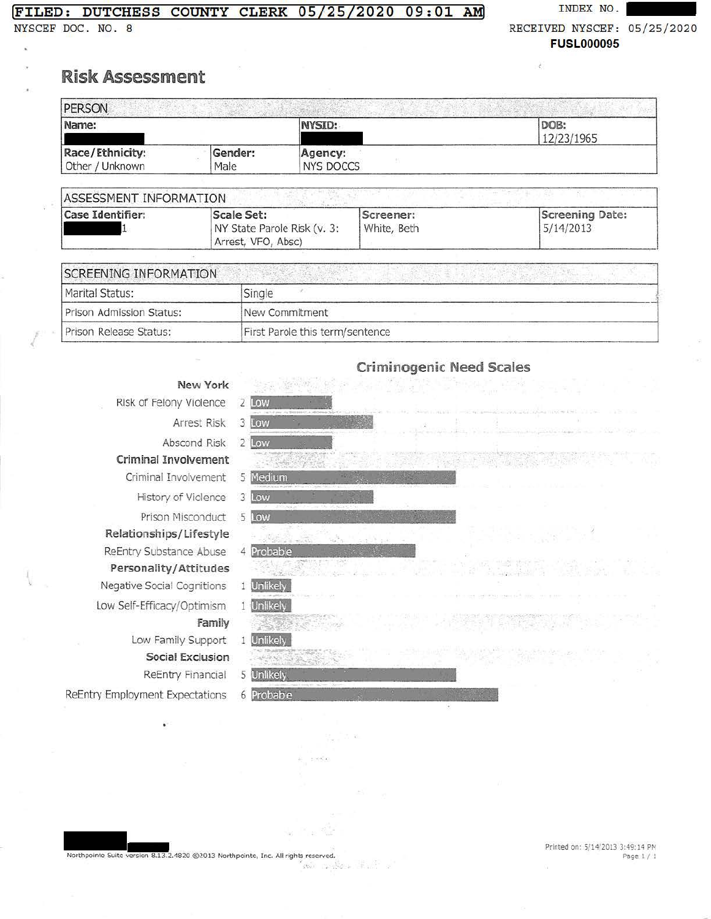FUSL000095

# Risk Assessment

| PERSON | | | |
|---|---|---|---|
| Name: | | NYSID: | DOB: 12/23/1965 |
| Race/Ethnicity: Other / Unknown | Gender: Male | Agency: NYS DOCCS | |

| ASSESSMENT INFORMATION | | | |
|---|---|---|---|
| Case Identifier: 1 | Scale Set: NY State Parole Risk (v. 3: Arrest, VFO, Absc) | Screener: White, Beth | Screening Date: 5/14/2013 |

| SCREENING INFORMATION | |
|---|---|
| Marital Status: | Single |
| Prison Admission Status: | New Commitment |
| Prison Release Status: | First Parole this term/sentence |

## Criminogenic Need Scales

**New York**

Risk of Felony Violence 2 Low

Arrest Risk 3 Low

Abscond Risk 2 Low

**Criminal Involvement**

Criminal Involvement 5 Medium

History of Violence 3 Low

Prison Misconduct 5 Low

**Relationships/Lifestyle**

ReEntry Substance Abuse 4 Probable

**Personality/Attitudes**

Negative Social Cognitions 1 Unlikely

Low Self-Efficacy/Optimism 1 Unlikely

**Family**

Low Family Support 1 Unlikely

**Social Exclusion**

ReEntry Financial 5 Unlikely

ReEntry Employment Expectations 6 Probable

Northpointe Suite version 8.13.2.4820 ©2013 Northpointe, Inc. All rights reserved.

Printed on: 5/14/2013 3:49:14 PM